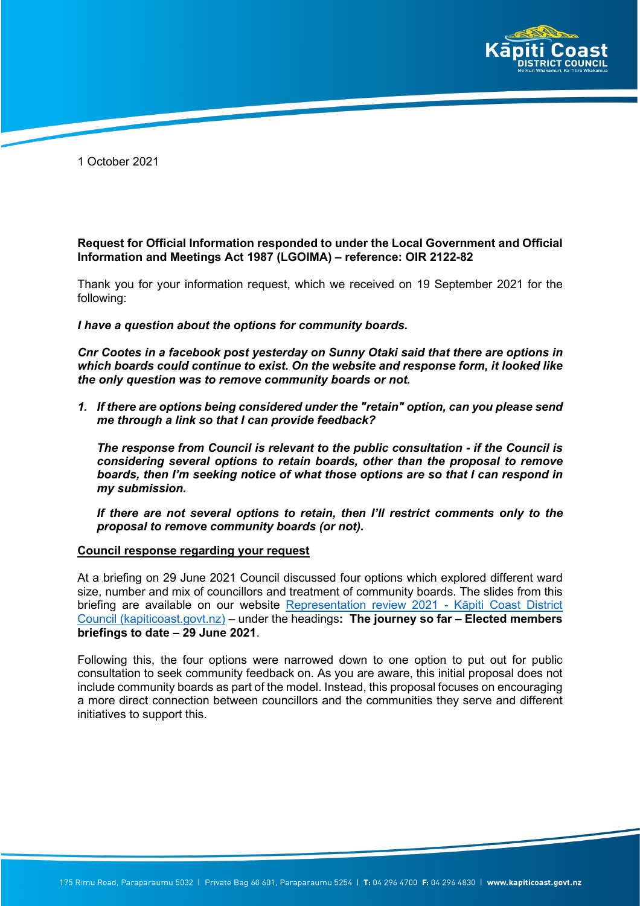1 October 2021

**Request for Official Information responded to under the Local Government and Official Information and Meetings Act 1987 (LGOIMA) – reference: OIR 2122-82**

Thank you for your information request, which we received on 19 September 2021 for the following:

***I have a question about the options for community boards.***

***Cnr Cootes in a facebook post yesterday on Sunny Otaki said that there are options in which boards could continue to exist. On the website and response form, it looked like the only question was to remove community boards or not.***

1. ***If there are options being considered under the "retain" option, can you please send me through a link so that I can provide feedback?***

   ***The response from Council is relevant to the public consultation - if the Council is considering several options to retain boards, other than the proposal to remove boards, then I'm seeking notice of what those options are so that I can respond in my submission.***

   ***If there are not several options to retain, then I'll restrict comments only to the proposal to remove community boards (or not).***

**Council response regarding your request**

At a briefing on 29 June 2021 Council discussed four options which explored different ward size, number and mix of councillors and treatment of community boards. The slides from this briefing are available on our website [Representation review 2021 - Kāpiti Coast District Council (kapiticoast.govt.nz)] – under the headings**: The journey so far – Elected members briefings to date – 29 June 2021**.

Following this, the four options were narrowed down to one option to put out for public consultation to seek community feedback on. As you are aware, this initial proposal does not include community boards as part of the model. Instead, this proposal focuses on encouraging a more direct connection between councillors and the communities they serve and different initiatives to support this.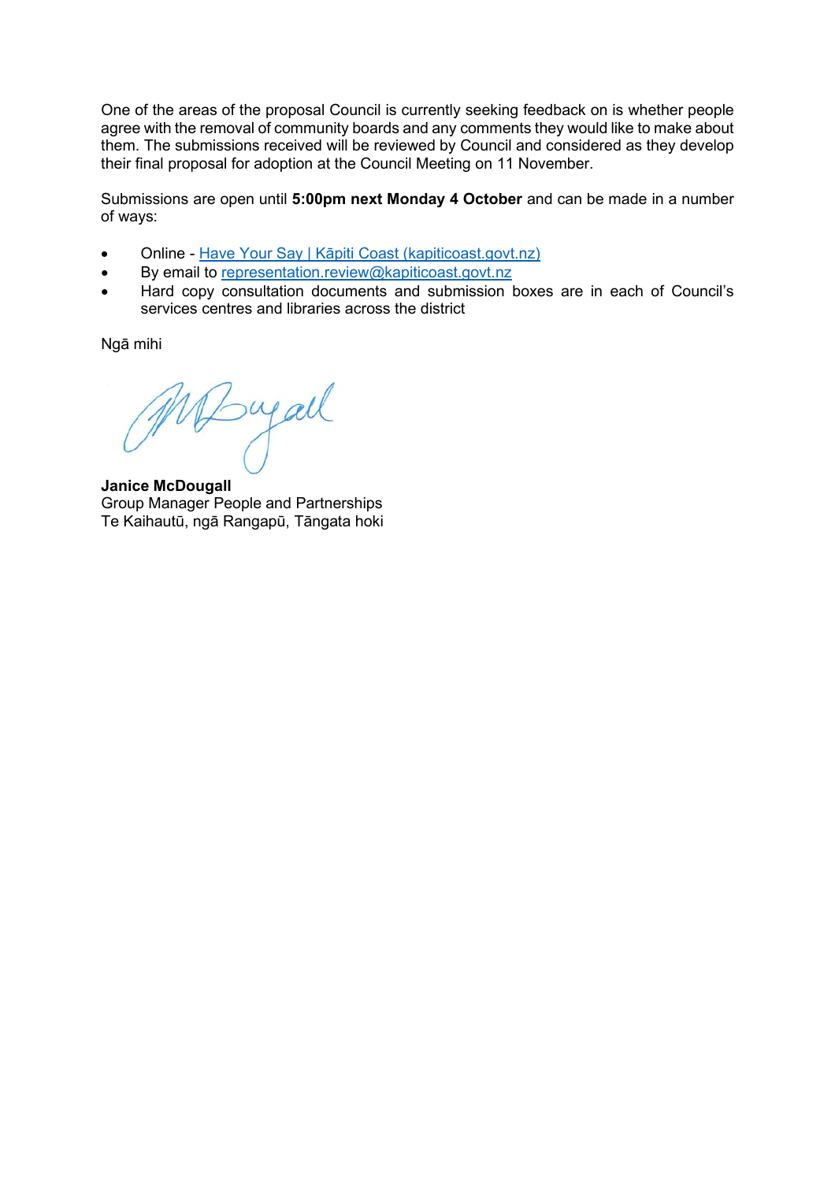One of the areas of the proposal Council is currently seeking feedback on is whether people agree with the removal of community boards and any comments they would like to make about them. The submissions received will be reviewed by Council and considered as they develop their final proposal for adoption at the Council Meeting on 11 November.

Submissions are open until **5:00pm next Monday 4 October** and can be made in a number of ways:

- Online - [Have Your Say | Kāpiti Coast (kapiticoast.govt.nz)](kapiticoast.govt.nz)
- By email to [representation.review@kapiticoast.govt.nz](mailto:representation.review@kapiticoast.govt.nz)
- Hard copy consultation documents and submission boxes are in each of Council's services centres and libraries across the district

Ngā mihi

**Janice McDougall**
Group Manager People and Partnerships
Te Kaihautū, ngā Rangapū, Tāngata hoki